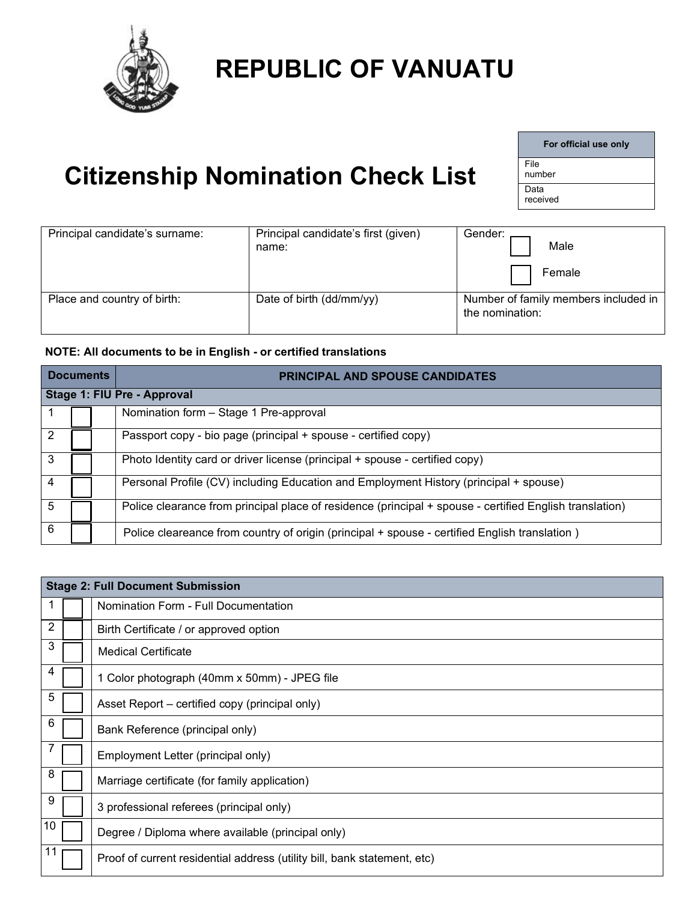# REPUBLIC OF VANUATU

| For official use only |
| --- |
| File number |
| Data received |

# Citizenship Nomination Check List

| Principal candidate's surname: | Principal candidate's first (given) name: | Gender: ☐ Male ☐ Female |
| --- | --- | --- |
| Place and country of birth: | Date of birth (dd/mm/yy) | Number of family members included in the nomination: |

**NOTE: All documents to be in English - or certified translations**

| Documents | PRINCIPAL AND SPOUSE CANDIDATES |
| --- | --- |
| **Stage 1: FIU Pre - Approval** | |
| 1 ☐ | Nomination form – Stage 1 Pre-approval |
| 2 ☐ | Passport copy - bio page (principal + spouse - certified copy) |
| 3 ☐ | Photo Identity card or driver license (principal + spouse - certified copy) |
| 4 ☐ | Personal Profile (CV) including Education and Employment History (principal + spouse) |
| 5 ☐ | Police clearance from principal place of residence (principal + spouse - certified English translation) |
| 6 ☐ | Police cleareance from country of origin (principal + spouse - certified English translation ) |

| Stage 2: Full Document Submission | |
| --- | --- |
| 1 ☐ | Nomination Form - Full Documentation |
| 2 ☐ | Birth Certificate / or approved option |
| 3 ☐ | Medical Certificate |
| 4 ☐ | 1 Color photograph (40mm x 50mm) - JPEG file |
| 5 ☐ | Asset Report – certified copy (principal only) |
| 6 ☐ | Bank Reference (principal only) |
| 7 ☐ | Employment Letter (principal only) |
| 8 ☐ | Marriage certificate (for family application) |
| 9 ☐ | 3 professional referees (principal only) |
| 10 ☐ | Degree / Diploma where available (principal only) |
| 11 ☐ | Proof of current residential address (utility bill, bank statement, etc) |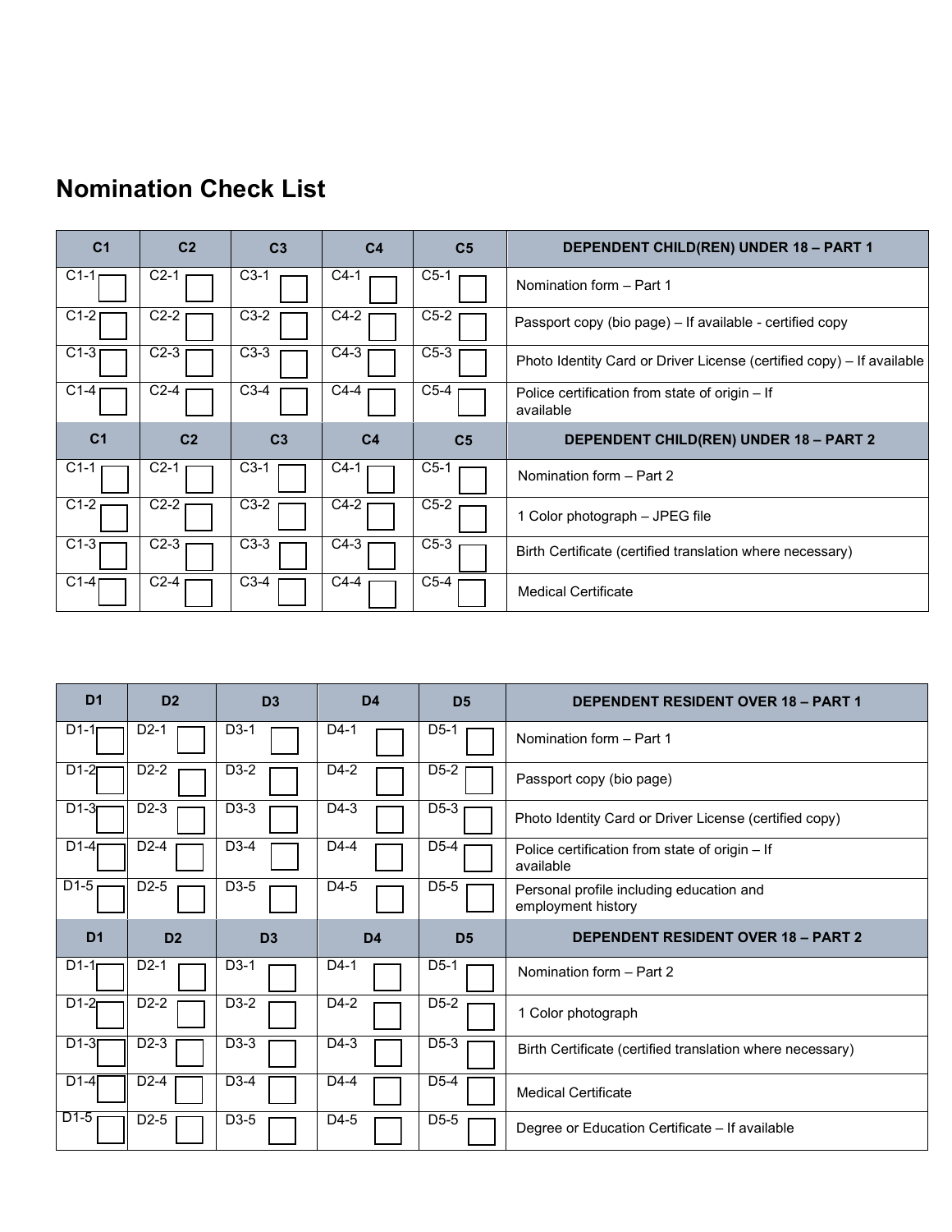## Nomination Check List

| C1 | C2 | C3 | C4 | C5 | DEPENDENT CHILD(REN) UNDER 18 – PART 1 |
|---|---|---|---|---|---|
| C1-1 ☐ | C2-1 ☐ | C3-1 ☐ | C4-1 ☐ | C5-1 ☐ | Nomination form – Part 1 |
| C1-2 ☐ | C2-2 ☐ | C3-2 ☐ | C4-2 ☐ | C5-2 ☐ | Passport copy (bio page) – If available - certified copy |
| C1-3 ☐ | C2-3 ☐ | C3-3 ☐ | C4-3 ☐ | C5-3 ☐ | Photo Identity Card or Driver License (certified copy) – If available |
| C1-4 ☐ | C2-4 ☐ | C3-4 ☐ | C4-4 ☐ | C5-4 ☐ | Police certification from state of origin – If available |
| **C1** | **C2** | **C3** | **C4** | **C5** | **DEPENDENT CHILD(REN) UNDER 18 – PART 2** |
| C1-1 ☐ | C2-1 ☐ | C3-1 ☐ | C4-1 ☐ | C5-1 ☐ | Nomination form – Part 2 |
| C1-2 ☐ | C2-2 ☐ | C3-2 ☐ | C4-2 ☐ | C5-2 ☐ | 1 Color photograph – JPEG file |
| C1-3 ☐ | C2-3 ☐ | C3-3 ☐ | C4-3 ☐ | C5-3 ☐ | Birth Certificate (certified translation where necessary) |
| C1-4 ☐ | C2-4 ☐ | C3-4 ☐ | C4-4 ☐ | C5-4 ☐ | Medical Certificate |

| D1 | D2 | D3 | D4 | D5 | DEPENDENT RESIDENT OVER 18 – PART 1 |
|---|---|---|---|---|---|
| D1-1 ☐ | D2-1 ☐ | D3-1 ☐ | D4-1 ☐ | D5-1 ☐ | Nomination form – Part 1 |
| D1-2 ☐ | D2-2 ☐ | D3-2 ☐ | D4-2 ☐ | D5-2 ☐ | Passport copy (bio page) |
| D1-3 ☐ | D2-3 ☐ | D3-3 ☐ | D4-3 ☐ | D5-3 ☐ | Photo Identity Card or Driver License (certified copy) |
| D1-4 ☐ | D2-4 ☐ | D3-4 ☐ | D4-4 ☐ | D5-4 ☐ | Police certification from state of origin – If available |
| D1-5 ☐ | D2-5 ☐ | D3-5 ☐ | D4-5 ☐ | D5-5 ☐ | Personal profile including education and employment history |
| **D1** | **D2** | **D3** | **D4** | **D5** | **DEPENDENT RESIDENT OVER 18 – PART 2** |
| D1-1 ☐ | D2-1 ☐ | D3-1 ☐ | D4-1 ☐ | D5-1 ☐ | Nomination form – Part 2 |
| D1-2 ☐ | D2-2 ☐ | D3-2 ☐ | D4-2 ☐ | D5-2 ☐ | 1 Color photograph |
| D1-3 ☐ | D2-3 ☐ | D3-3 ☐ | D4-3 ☐ | D5-3 ☐ | Birth Certificate (certified translation where necessary) |
| D1-4 ☐ | D2-4 ☐ | D3-4 ☐ | D4-4 ☐ | D5-4 ☐ | Medical Certificate |
| D1-5 ☐ | D2-5 ☐ | D3-5 ☐ | D4-5 ☐ | D5-5 ☐ | Degree or Education Certificate – If available |